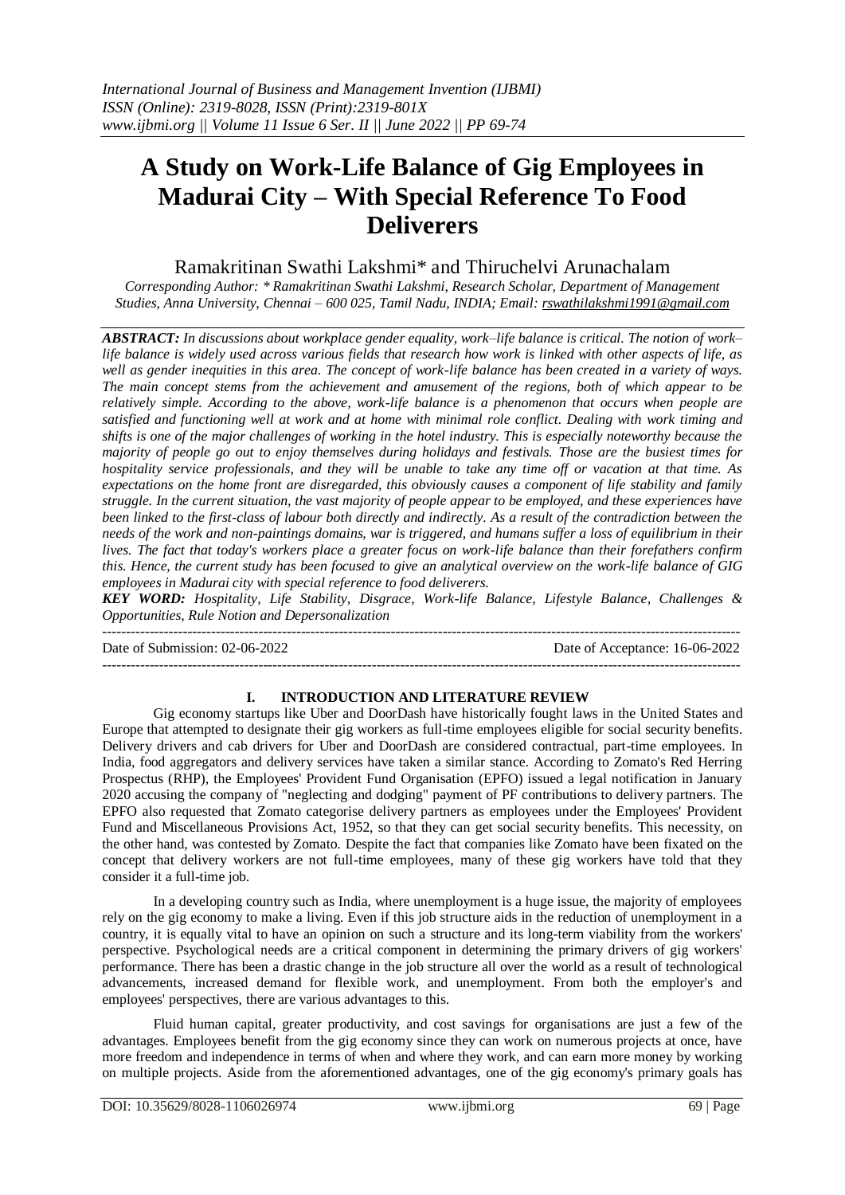# A Study on Work-Life Balance of Gig Employees in Madurai City – With Special Reference To Food Deliverers

Ramakritinan Swathi Lakshmi* and Thiruchelvi Arunachalam

*Corresponding Author: * Ramakritinan Swathi Lakshmi, Research Scholar, Department of Management Studies, Anna University, Chennai – 600 025, Tamil Nadu, INDIA; Email: rswathilakshmi1991@gmail.com*

***ABSTRACT:** In discussions about workplace gender equality, work–life balance is critical. The notion of work–life balance is widely used across various fields that research how work is linked with other aspects of life, as well as gender inequities in this area. The concept of work-life balance has been created in a variety of ways. The main concept stems from the achievement and amusement of the regions, both of which appear to be relatively simple. According to the above, work-life balance is a phenomenon that occurs when people are satisfied and functioning well at work and at home with minimal role conflict. Dealing with work timing and shifts is one of the major challenges of working in the hotel industry. This is especially noteworthy because the majority of people go out to enjoy themselves during holidays and festivals. Those are the busiest times for hospitality service professionals, and they will be unable to take any time off or vacation at that time. As expectations on the home front are disregarded, this obviously causes a component of life stability and family struggle. In the current situation, the vast majority of people appear to be employed, and these experiences have been linked to the first-class of labour both directly and indirectly. As a result of the contradiction between the needs of the work and non-paintings domains, war is triggered, and humans suffer a loss of equilibrium in their lives. The fact that today's workers place a greater focus on work-life balance than their forefathers confirm this. Hence, the current study has been focused to give an analytical overview on the work-life balance of GIG employees in Madurai city with special reference to food deliverers.*

***KEY WORD:** Hospitality, Life Stability, Disgrace, Work-life Balance, Lifestyle Balance, Challenges & Opportunities, Rule Notion and Depersonalization*

Date of Submission: 02-06-2022 | Date of Acceptance: 16-06-2022

## I. INTRODUCTION AND LITERATURE REVIEW

Gig economy startups like Uber and DoorDash have historically fought laws in the United States and Europe that attempted to designate their gig workers as full-time employees eligible for social security benefits. Delivery drivers and cab drivers for Uber and DoorDash are considered contractual, part-time employees. In India, food aggregators and delivery services have taken a similar stance. According to Zomato's Red Herring Prospectus (RHP), the Employees' Provident Fund Organisation (EPFO) issued a legal notification in January 2020 accusing the company of "neglecting and dodging" payment of PF contributions to delivery partners. The EPFO also requested that Zomato categorise delivery partners as employees under the Employees' Provident Fund and Miscellaneous Provisions Act, 1952, so that they can get social security benefits. This necessity, on the other hand, was contested by Zomato. Despite the fact that companies like Zomato have been fixated on the concept that delivery workers are not full-time employees, many of these gig workers have told that they consider it a full-time job.

In a developing country such as India, where unemployment is a huge issue, the majority of employees rely on the gig economy to make a living. Even if this job structure aids in the reduction of unemployment in a country, it is equally vital to have an opinion on such a structure and its long-term viability from the workers' perspective. Psychological needs are a critical component in determining the primary drivers of gig workers' performance. There has been a drastic change in the job structure all over the world as a result of technological advancements, increased demand for flexible work, and unemployment. From both the employer's and employees' perspectives, there are various advantages to this.

Fluid human capital, greater productivity, and cost savings for organisations are just a few of the advantages. Employees benefit from the gig economy since they can work on numerous projects at once, have more freedom and independence in terms of when and where they work, and can earn more money by working on multiple projects. Aside from the aforementioned advantages, one of the gig economy's primary goals has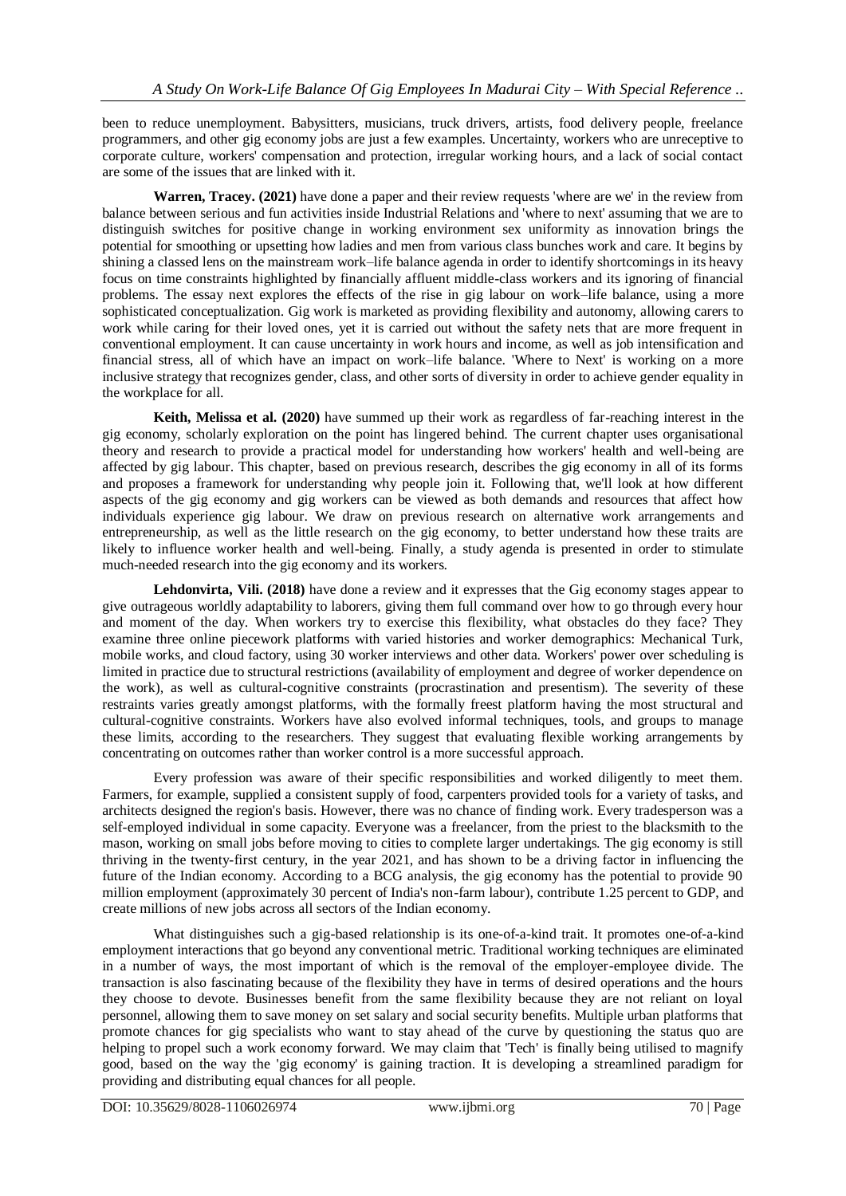been to reduce unemployment. Babysitters, musicians, truck drivers, artists, food delivery people, freelance programmers, and other gig economy jobs are just a few examples. Uncertainty, workers who are unreceptive to corporate culture, workers' compensation and protection, irregular working hours, and a lack of social contact are some of the issues that are linked with it.

**Warren, Tracey. (2021)** have done a paper and their review requests 'where are we' in the review from balance between serious and fun activities inside Industrial Relations and 'where to next' assuming that we are to distinguish switches for positive change in working environment sex uniformity as innovation brings the potential for smoothing or upsetting how ladies and men from various class bunches work and care. It begins by shining a classed lens on the mainstream work–life balance agenda in order to identify shortcomings in its heavy focus on time constraints highlighted by financially affluent middle-class workers and its ignoring of financial problems. The essay next explores the effects of the rise in gig labour on work–life balance, using a more sophisticated conceptualization. Gig work is marketed as providing flexibility and autonomy, allowing carers to work while caring for their loved ones, yet it is carried out without the safety nets that are more frequent in conventional employment. It can cause uncertainty in work hours and income, as well as job intensification and financial stress, all of which have an impact on work–life balance. 'Where to Next' is working on a more inclusive strategy that recognizes gender, class, and other sorts of diversity in order to achieve gender equality in the workplace for all.

**Keith, Melissa et al. (2020)** have summed up their work as regardless of far-reaching interest in the gig economy, scholarly exploration on the point has lingered behind. The current chapter uses organisational theory and research to provide a practical model for understanding how workers' health and well-being are affected by gig labour. This chapter, based on previous research, describes the gig economy in all of its forms and proposes a framework for understanding why people join it. Following that, we'll look at how different aspects of the gig economy and gig workers can be viewed as both demands and resources that affect how individuals experience gig labour. We draw on previous research on alternative work arrangements and entrepreneurship, as well as the little research on the gig economy, to better understand how these traits are likely to influence worker health and well-being. Finally, a study agenda is presented in order to stimulate much-needed research into the gig economy and its workers.

**Lehdonvirta, Vili. (2018)** have done a review and it expresses that the Gig economy stages appear to give outrageous worldly adaptability to laborers, giving them full command over how to go through every hour and moment of the day. When workers try to exercise this flexibility, what obstacles do they face? They examine three online piecework platforms with varied histories and worker demographics: Mechanical Turk, mobile works, and cloud factory, using 30 worker interviews and other data. Workers' power over scheduling is limited in practice due to structural restrictions (availability of employment and degree of worker dependence on the work), as well as cultural-cognitive constraints (procrastination and presentism). The severity of these restraints varies greatly amongst platforms, with the formally freest platform having the most structural and cultural-cognitive constraints. Workers have also evolved informal techniques, tools, and groups to manage these limits, according to the researchers. They suggest that evaluating flexible working arrangements by concentrating on outcomes rather than worker control is a more successful approach.

Every profession was aware of their specific responsibilities and worked diligently to meet them. Farmers, for example, supplied a consistent supply of food, carpenters provided tools for a variety of tasks, and architects designed the region's basis. However, there was no chance of finding work. Every tradesperson was a self-employed individual in some capacity. Everyone was a freelancer, from the priest to the blacksmith to the mason, working on small jobs before moving to cities to complete larger undertakings. The gig economy is still thriving in the twenty-first century, in the year 2021, and has shown to be a driving factor in influencing the future of the Indian economy. According to a BCG analysis, the gig economy has the potential to provide 90 million employment (approximately 30 percent of India's non-farm labour), contribute 1.25 percent to GDP, and create millions of new jobs across all sectors of the Indian economy.

What distinguishes such a gig-based relationship is its one-of-a-kind trait. It promotes one-of-a-kind employment interactions that go beyond any conventional metric. Traditional working techniques are eliminated in a number of ways, the most important of which is the removal of the employer-employee divide. The transaction is also fascinating because of the flexibility they have in terms of desired operations and the hours they choose to devote. Businesses benefit from the same flexibility because they are not reliant on loyal personnel, allowing them to save money on set salary and social security benefits. Multiple urban platforms that promote chances for gig specialists who want to stay ahead of the curve by questioning the status quo are helping to propel such a work economy forward. We may claim that 'Tech' is finally being utilised to magnify good, based on the way the 'gig economy' is gaining traction. It is developing a streamlined paradigm for providing and distributing equal chances for all people.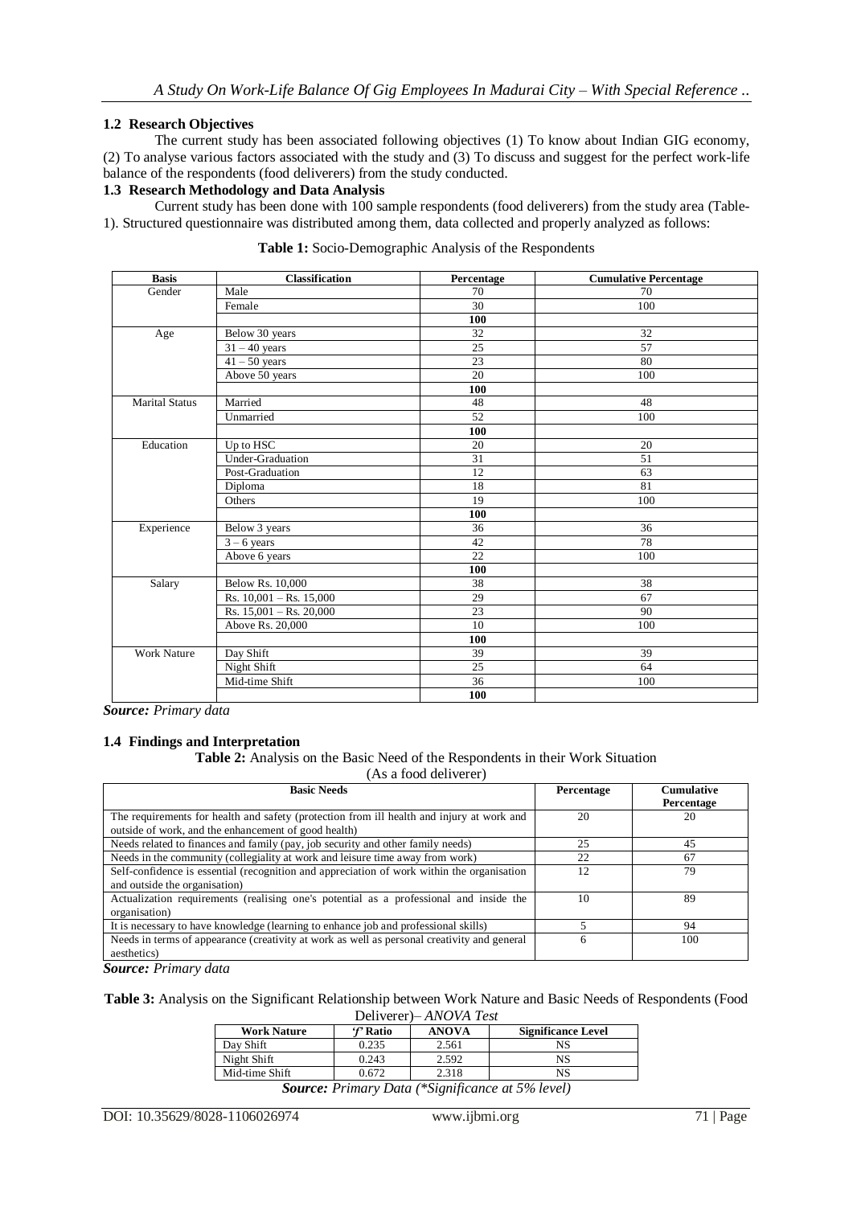### 1.2 Research Objectives

The current study has been associated following objectives (1) To know about Indian GIG economy, (2) To analyse various factors associated with the study and (3) To discuss and suggest for the perfect work-life balance of the respondents (food deliverers) from the study conducted.

### 1.3 Research Methodology and Data Analysis

Current study has been done with 100 sample respondents (food deliverers) from the study area (Table-1). Structured questionnaire was distributed among them, data collected and properly analyzed as follows:

**Table 1:** Socio-Demographic Analysis of the Respondents

| Basis | Classification | Percentage | Cumulative Percentage |
|---|---|---|---|
| Gender | Male | 70 | 70 |
| | Female | 30 | 100 |
| | | **100** | |
| Age | Below 30 years | 32 | 32 |
| | 31 – 40 years | 25 | 57 |
| | 41 – 50 years | 23 | 80 |
| | Above 50 years | 20 | 100 |
| | | **100** | |
| Marital Status | Married | 48 | 48 |
| | Unmarried | 52 | 100 |
| | | **100** | |
| Education | Up to HSC | 20 | 20 |
| | Under-Graduation | 31 | 51 |
| | Post-Graduation | 12 | 63 |
| | Diploma | 18 | 81 |
| | Others | 19 | 100 |
| | | **100** | |
| Experience | Below 3 years | 36 | 36 |
| | 3 – 6 years | 42 | 78 |
| | Above 6 years | 22 | 100 |
| | | **100** | |
| Salary | Below Rs. 10,000 | 38 | 38 |
| | Rs. 10,001 – Rs. 15,000 | 29 | 67 |
| | Rs. 15,001 – Rs. 20,000 | 23 | 90 |
| | Above Rs. 20,000 | 10 | 100 |
| | | **100** | |
| Work Nature | Day Shift | 39 | 39 |
| | Night Shift | 25 | 64 |
| | Mid-time Shift | 36 | 100 |
| | | **100** | |

***Source:*** *Primary data*

### 1.4 Findings and Interpretation

**Table 2:** Analysis on the Basic Need of the Respondents in their Work Situation (As a food deliverer)

| Basic Needs | Percentage | Cumulative Percentage |
|---|---|---|
| The requirements for health and safety (protection from ill health and injury at work and outside of work, and the enhancement of good health) | 20 | 20 |
| Needs related to finances and family (pay, job security and other family needs) | 25 | 45 |
| Needs in the community (collegiality at work and leisure time away from work) | 22 | 67 |
| Self-confidence is essential (recognition and appreciation of work within the organisation and outside the organisation) | 12 | 79 |
| Actualization requirements (realising one's potential as a professional and inside the organisation) | 10 | 89 |
| It is necessary to have knowledge (learning to enhance job and professional skills) | 5 | 94 |
| Needs in terms of appearance (creativity at work as well as personal creativity and general aesthetics) | 6 | 100 |

***Source:*** *Primary data*

**Table 3:** Analysis on the Significant Relationship between Work Nature and Basic Needs of Respondents (Food Deliverer)– *ANOVA Test*

| Work Nature | 'f' Ratio | ANOVA | Significance Level |
|---|---|---|---|
| Day Shift | 0.235 | 2.561 | NS |
| Night Shift | 0.243 | 2.592 | NS |
| Mid-time Shift | 0.672 | 2.318 | NS |

***Source:*** *Primary Data (\*Significance at 5% level)*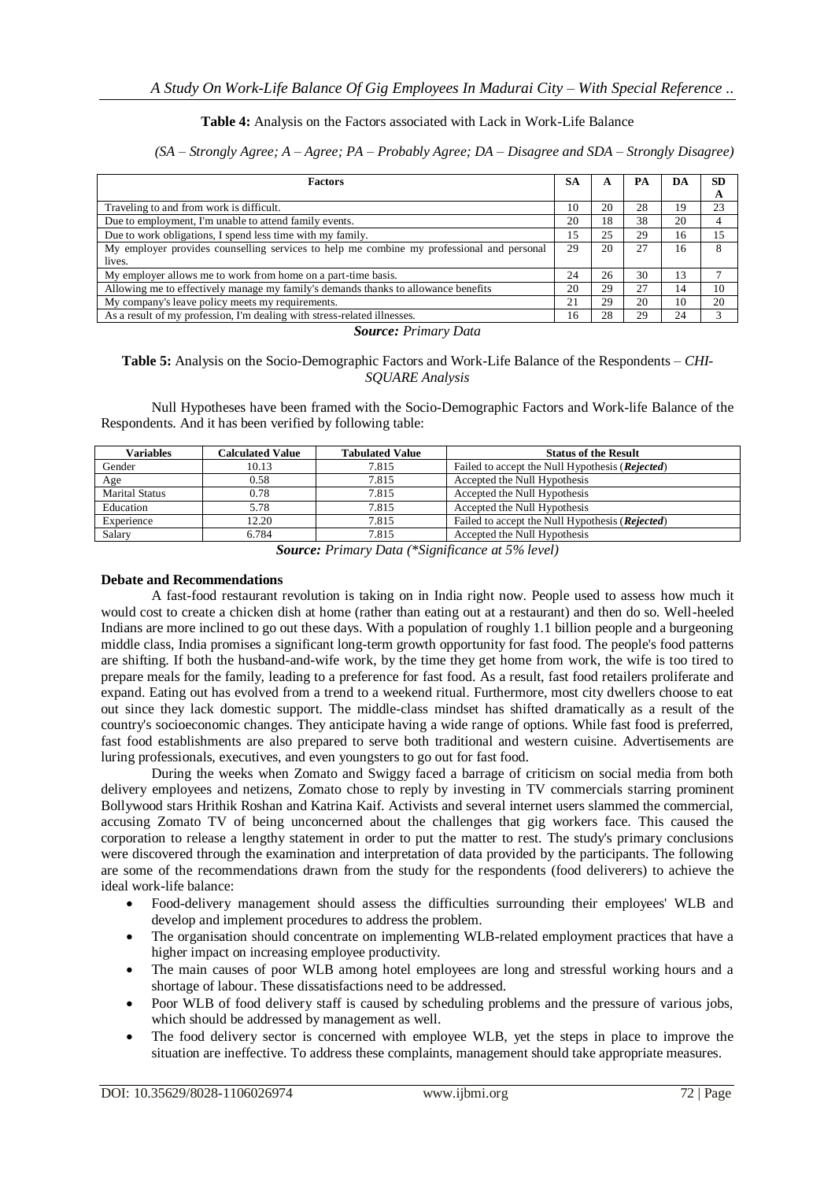**Table 4:** Analysis on the Factors associated with Lack in Work-Life Balance

*(SA – Strongly Agree; A – Agree; PA – Probably Agree; DA – Disagree and SDA – Strongly Disagree)*

| Factors | SA | A | PA | DA | SDA |
|---|---|---|---|---|---|
| Traveling to and from work is difficult. | 10 | 20 | 28 | 19 | 23 |
| Due to employment, I'm unable to attend family events. | 20 | 18 | 38 | 20 | 4 |
| Due to work obligations, I spend less time with my family. | 15 | 25 | 29 | 16 | 15 |
| My employer provides counselling services to help me combine my professional and personal lives. | 29 | 20 | 27 | 16 | 8 |
| My employer allows me to work from home on a part-time basis. | 24 | 26 | 30 | 13 | 7 |
| Allowing me to effectively manage my family's demands thanks to allowance benefits | 20 | 29 | 27 | 14 | 10 |
| My company's leave policy meets my requirements. | 21 | 29 | 20 | 10 | 20 |
| As a result of my profession, I'm dealing with stress-related illnesses. | 16 | 28 | 29 | 24 | 3 |

***Source:*** *Primary Data*

**Table 5:** Analysis on the Socio-Demographic Factors and Work-Life Balance of the Respondents – *CHI-SQUARE Analysis*

Null Hypotheses have been framed with the Socio-Demographic Factors and Work-life Balance of the Respondents. And it has been verified by following table:

| Variables | Calculated Value | Tabulated Value | Status of the Result |
|---|---|---|---|
| Gender | 10.13 | 7.815 | Failed to accept the Null Hypothesis (***Rejected***) |
| Age | 0.58 | 7.815 | Accepted the Null Hypothesis |
| Marital Status | 0.78 | 7.815 | Accepted the Null Hypothesis |
| Education | 5.78 | 7.815 | Accepted the Null Hypothesis |
| Experience | 12.20 | 7.815 | Failed to accept the Null Hypothesis (***Rejected***) |
| Salary | 6.784 | 7.815 | Accepted the Null Hypothesis |

***Source:*** *Primary Data (\*Significance at 5% level)*

### Debate and Recommendations

A fast-food restaurant revolution is taking on in India right now. People used to assess how much it would cost to create a chicken dish at home (rather than eating out at a restaurant) and then do so. Well-heeled Indians are more inclined to go out these days. With a population of roughly 1.1 billion people and a burgeoning middle class, India promises a significant long-term growth opportunity for fast food. The people's food patterns are shifting. If both the husband-and-wife work, by the time they get home from work, the wife is too tired to prepare meals for the family, leading to a preference for fast food. As a result, fast food retailers proliferate and expand. Eating out has evolved from a trend to a weekend ritual. Furthermore, most city dwellers choose to eat out since they lack domestic support. The middle-class mindset has shifted dramatically as a result of the country's socioeconomic changes. They anticipate having a wide range of options. While fast food is preferred, fast food establishments are also prepared to serve both traditional and western cuisine. Advertisements are luring professionals, executives, and even youngsters to go out for fast food.

During the weeks when Zomato and Swiggy faced a barrage of criticism on social media from both delivery employees and netizens, Zomato chose to reply by investing in TV commercials starring prominent Bollywood stars Hrithik Roshan and Katrina Kaif. Activists and several internet users slammed the commercial, accusing Zomato TV of being unconcerned about the challenges that gig workers face. This caused the corporation to release a lengthy statement in order to put the matter to rest. The study's primary conclusions were discovered through the examination and interpretation of data provided by the participants. The following are some of the recommendations drawn from the study for the respondents (food deliverers) to achieve the ideal work-life balance:

- Food-delivery management should assess the difficulties surrounding their employees' WLB and develop and implement procedures to address the problem.
- The organisation should concentrate on implementing WLB-related employment practices that have a higher impact on increasing employee productivity.
- The main causes of poor WLB among hotel employees are long and stressful working hours and a shortage of labour. These dissatisfactions need to be addressed.
- Poor WLB of food delivery staff is caused by scheduling problems and the pressure of various jobs, which should be addressed by management as well.
- The food delivery sector is concerned with employee WLB, yet the steps in place to improve the situation are ineffective. To address these complaints, management should take appropriate measures.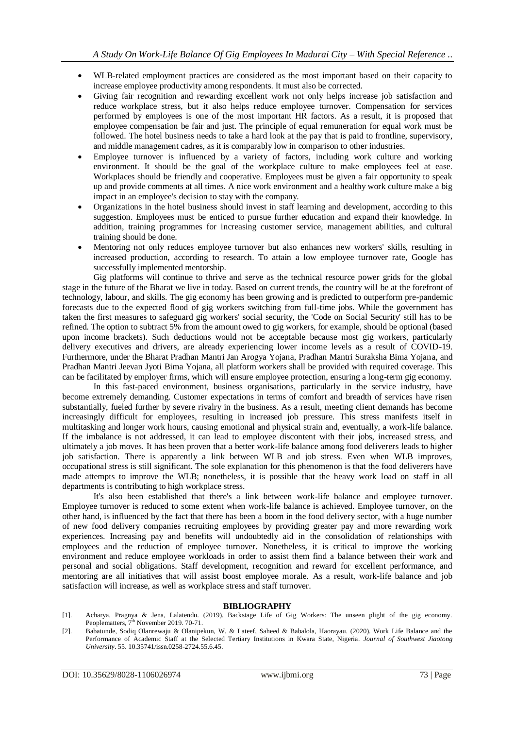- WLB-related employment practices are considered as the most important based on their capacity to increase employee productivity among respondents. It must also be corrected.
- Giving fair recognition and rewarding excellent work not only helps increase job satisfaction and reduce workplace stress, but it also helps reduce employee turnover. Compensation for services performed by employees is one of the most important HR factors. As a result, it is proposed that employee compensation be fair and just. The principle of equal remuneration for equal work must be followed. The hotel business needs to take a hard look at the pay that is paid to frontline, supervisory, and middle management cadres, as it is comparably low in comparison to other industries.
- Employee turnover is influenced by a variety of factors, including work culture and working environment. It should be the goal of the workplace culture to make employees feel at ease. Workplaces should be friendly and cooperative. Employees must be given a fair opportunity to speak up and provide comments at all times. A nice work environment and a healthy work culture make a big impact in an employee's decision to stay with the company.
- Organizations in the hotel business should invest in staff learning and development, according to this suggestion. Employees must be enticed to pursue further education and expand their knowledge. In addition, training programmes for increasing customer service, management abilities, and cultural training should be done.
- Mentoring not only reduces employee turnover but also enhances new workers' skills, resulting in increased production, according to research. To attain a low employee turnover rate, Google has successfully implemented mentorship.

Gig platforms will continue to thrive and serve as the technical resource power grids for the global stage in the future of the Bharat we live in today. Based on current trends, the country will be at the forefront of technology, labour, and skills. The gig economy has been growing and is predicted to outperform pre-pandemic forecasts due to the expected flood of gig workers switching from full-time jobs. While the government has taken the first measures to safeguard gig workers' social security, the 'Code on Social Security' still has to be refined. The option to subtract 5% from the amount owed to gig workers, for example, should be optional (based upon income brackets). Such deductions would not be acceptable because most gig workers, particularly delivery executives and drivers, are already experiencing lower income levels as a result of COVID-19. Furthermore, under the Bharat Pradhan Mantri Jan Arogya Yojana, Pradhan Mantri Suraksha Bima Yojana, and Pradhan Mantri Jeevan Jyoti Bima Yojana, all platform workers shall be provided with required coverage. This can be facilitated by employer firms, which will ensure employee protection, ensuring a long-term gig economy.

In this fast-paced environment, business organisations, particularly in the service industry, have become extremely demanding. Customer expectations in terms of comfort and breadth of services have risen substantially, fueled further by severe rivalry in the business. As a result, meeting client demands has become increasingly difficult for employees, resulting in increased job pressure. This stress manifests itself in multitasking and longer work hours, causing emotional and physical strain and, eventually, a work-life balance. If the imbalance is not addressed, it can lead to employee discontent with their jobs, increased stress, and ultimately a job moves. It has been proven that a better work-life balance among food deliverers leads to higher job satisfaction. There is apparently a link between WLB and job stress. Even when WLB improves, occupational stress is still significant. The sole explanation for this phenomenon is that the food deliverers have made attempts to improve the WLB; nonetheless, it is possible that the heavy work load on staff in all departments is contributing to high workplace stress.

It's also been established that there's a link between work-life balance and employee turnover. Employee turnover is reduced to some extent when work-life balance is achieved. Employee turnover, on the other hand, is influenced by the fact that there has been a boom in the food delivery sector, with a huge number of new food delivery companies recruiting employees by providing greater pay and more rewarding work experiences. Increasing pay and benefits will undoubtedly aid in the consolidation of relationships with employees and the reduction of employee turnover. Nonetheless, it is critical to improve the working environment and reduce employee workloads in order to assist them find a balance between their work and personal and social obligations. Staff development, recognition and reward for excellent performance, and mentoring are all initiatives that will assist boost employee morale. As a result, work-life balance and job satisfaction will increase, as well as workplace stress and staff turnover.

## BIBLIOGRAPHY

[1]. Acharya, Pragnya & Jena, Lalatendu. (2019). Backstage Life of Gig Workers: The unseen plight of the gig economy. Peoplematters, 7th November 2019. 70-71.

[2]. Babatunde, Sodiq Olanrewaju & Olanipekun, W. & Lateef, Saheed & Babalola, Haorayau. (2020). Work Life Balance and the Performance of Academic Staff at the Selected Tertiary Institutions in Kwara State, Nigeria. *Journal of Southwest Jiaotong University*. 55. 10.35741/issn.0258-2724.55.6.45.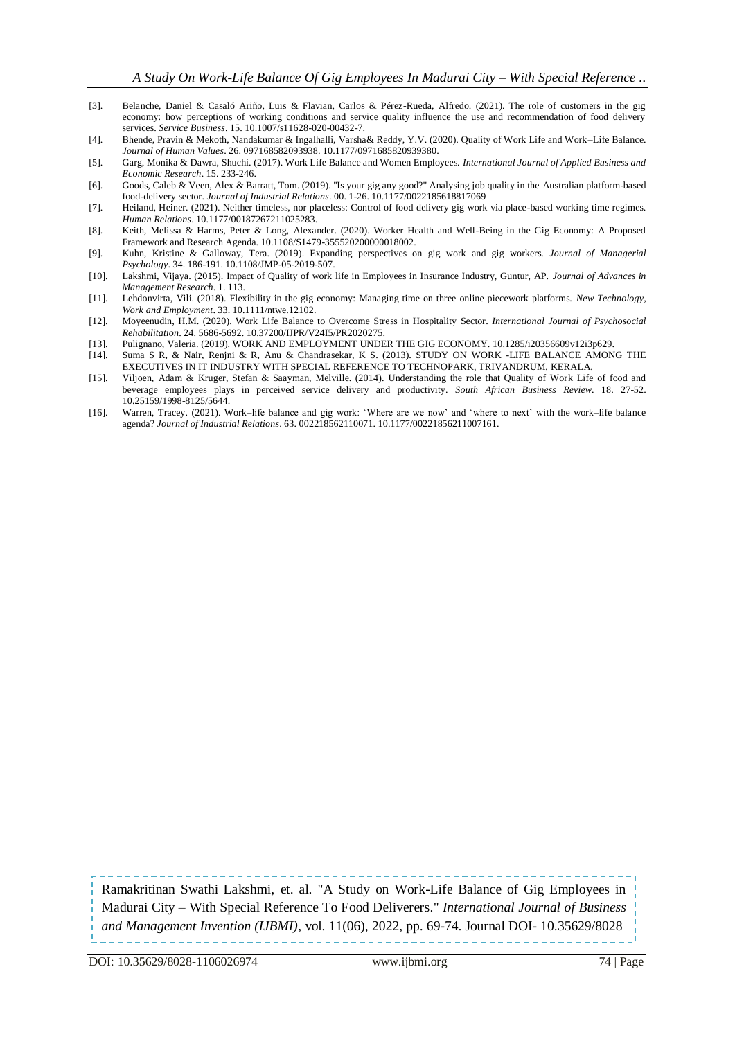[3]. Belanche, Daniel & Casaló Ariño, Luis & Flavian, Carlos & Pérez-Rueda, Alfredo. (2021). The role of customers in the gig economy: how perceptions of working conditions and service quality influence the use and recommendation of food delivery services. *Service Business*. 15. 10.1007/s11628-020-00432-7.

[4]. Bhende, Pravin & Mekoth, Nandakumar & Ingalhalli, Varsha& Reddy, Y.V. (2020). Quality of Work Life and Work–Life Balance. *Journal of Human Values*. 26. 097168582093938. 10.1177/0971685820939380.

[5]. Garg, Monika & Dawra, Shuchi. (2017). Work Life Balance and Women Employees. *International Journal of Applied Business and Economic Research*. 15. 233-246.

[6]. Goods, Caleb & Veen, Alex & Barratt, Tom. (2019). "Is your gig any good?" Analysing job quality in the Australian platform-based food-delivery sector. *Journal of Industrial Relations*. 00. 1-26. 10.1177/0022185618817069

[7]. Heiland, Heiner. (2021). Neither timeless, nor placeless: Control of food delivery gig work via place-based working time regimes. *Human Relations*. 10.1177/00187267211025283.

[8]. Keith, Melissa & Harms, Peter & Long, Alexander. (2020). Worker Health and Well-Being in the Gig Economy: A Proposed Framework and Research Agenda. 10.1108/S1479-355520200000018002.

[9]. Kuhn, Kristine & Galloway, Tera. (2019). Expanding perspectives on gig work and gig workers. *Journal of Managerial Psychology*. 34. 186-191. 10.1108/JMP-05-2019-507.

[10]. Lakshmi, Vijaya. (2015). Impact of Quality of work life in Employees in Insurance Industry, Guntur, AP. *Journal of Advances in Management Research*. 1. 113.

[11]. Lehdonvirta, Vili. (2018). Flexibility in the gig economy: Managing time on three online piecework platforms. *New Technology, Work and Employment*. 33. 10.1111/ntwe.12102.

[12]. Moyeenudin, H.M. (2020). Work Life Balance to Overcome Stress in Hospitality Sector. *International Journal of Psychosocial Rehabilitation*. 24. 5686-5692. 10.37200/IJPR/V24I5/PR2020275.

[13]. Pulignano, Valeria. (2019). WORK AND EMPLOYMENT UNDER THE GIG ECONOMY. 10.1285/i20356609v12i3p629.

[14]. Suma S R, & Nair, Renjni & R, Anu & Chandrasekar, K S. (2013). STUDY ON WORK -LIFE BALANCE AMONG THE EXECUTIVES IN IT INDUSTRY WITH SPECIAL REFERENCE TO TECHNOPARK, TRIVANDRUM, KERALA.

[15]. Viljoen, Adam & Kruger, Stefan & Saayman, Melville. (2014). Understanding the role that Quality of Work Life of food and beverage employees plays in perceived service delivery and productivity. *South African Business Review*. 18. 27-52. 10.25159/1998-8125/5644.

[16]. Warren, Tracey. (2021). Work–life balance and gig work: 'Where are we now' and 'where to next' with the work–life balance agenda? *Journal of Industrial Relations*. 63. 002218562110071. 10.1177/00221856211007161.

Ramakritinan Swathi Lakshmi, et. al. "A Study on Work-Life Balance of Gig Employees in Madurai City – With Special Reference To Food Deliverers." *International Journal of Business and Management Invention (IJBMI)*, vol. 11(06), 2022, pp. 69-74. Journal DOI- 10.35629/8028